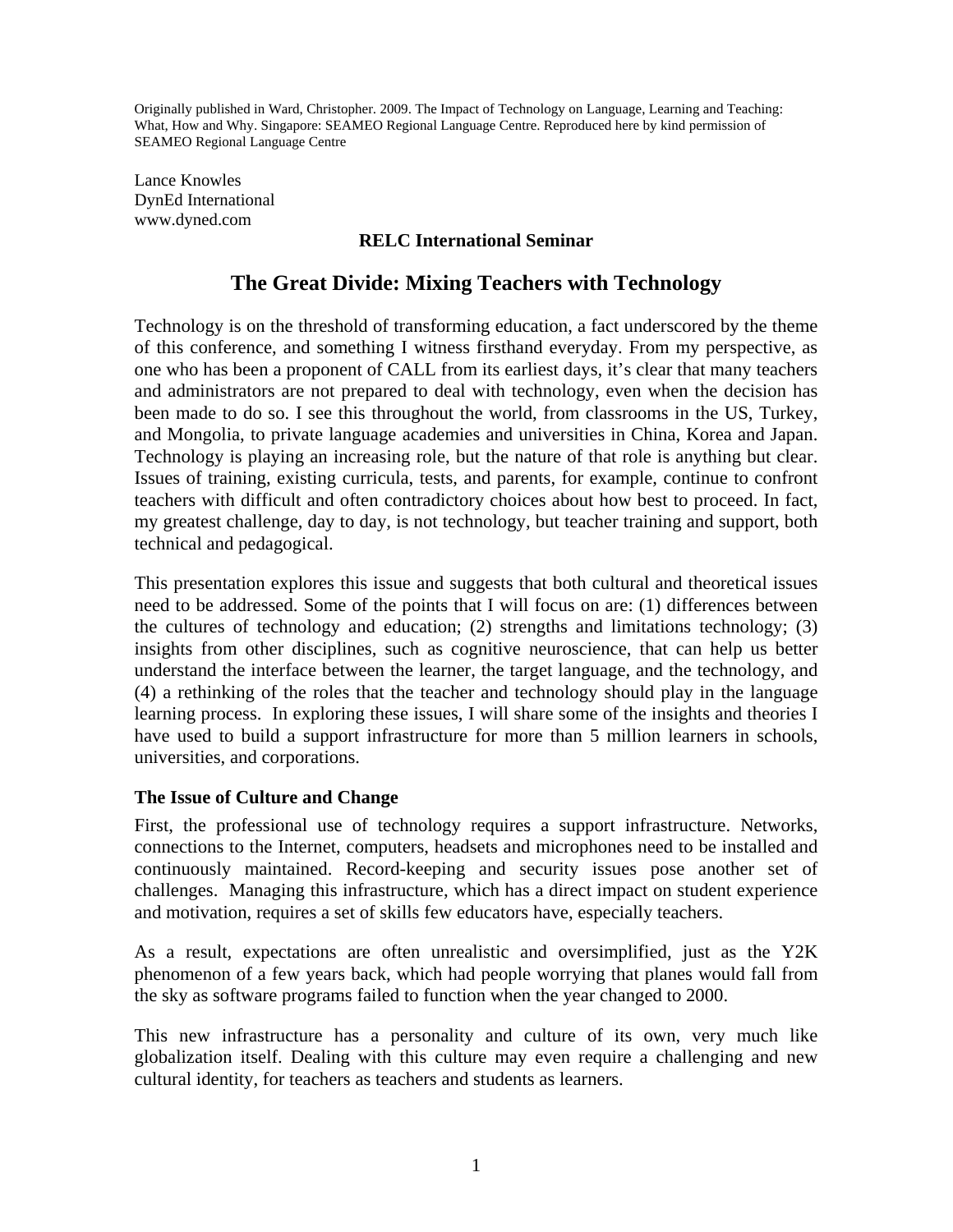Originally published in Ward, Christopher. 2009. The Impact of Technology on Language, Learning and Teaching: What, How and Why. Singapore: SEAMEO Regional Language Centre. Reproduced here by kind permission of SEAMEO Regional Language Centre

Lance Knowles
DynEd International
www.dyned.com

**RELC International Seminar**

# The Great Divide: Mixing Teachers with Technology

Technology is on the threshold of transforming education, a fact underscored by the theme of this conference, and something I witness firsthand everyday. From my perspective, as one who has been a proponent of CALL from its earliest days, it's clear that many teachers and administrators are not prepared to deal with technology, even when the decision has been made to do so. I see this throughout the world, from classrooms in the US, Turkey, and Mongolia, to private language academies and universities in China, Korea and Japan. Technology is playing an increasing role, but the nature of that role is anything but clear. Issues of training, existing curricula, tests, and parents, for example, continue to confront teachers with difficult and often contradictory choices about how best to proceed. In fact, my greatest challenge, day to day, is not technology, but teacher training and support, both technical and pedagogical.

This presentation explores this issue and suggests that both cultural and theoretical issues need to be addressed. Some of the points that I will focus on are: (1) differences between the cultures of technology and education; (2) strengths and limitations technology; (3) insights from other disciplines, such as cognitive neuroscience, that can help us better understand the interface between the learner, the target language, and the technology, and (4) a rethinking of the roles that the teacher and technology should play in the language learning process. In exploring these issues, I will share some of the insights and theories I have used to build a support infrastructure for more than 5 million learners in schools, universities, and corporations.

## The Issue of Culture and Change

First, the professional use of technology requires a support infrastructure. Networks, connections to the Internet, computers, headsets and microphones need to be installed and continuously maintained. Record-keeping and security issues pose another set of challenges. Managing this infrastructure, which has a direct impact on student experience and motivation, requires a set of skills few educators have, especially teachers.

As a result, expectations are often unrealistic and oversimplified, just as the Y2K phenomenon of a few years back, which had people worrying that planes would fall from the sky as software programs failed to function when the year changed to 2000.

This new infrastructure has a personality and culture of its own, very much like globalization itself. Dealing with this culture may even require a challenging and new cultural identity, for teachers as teachers and students as learners.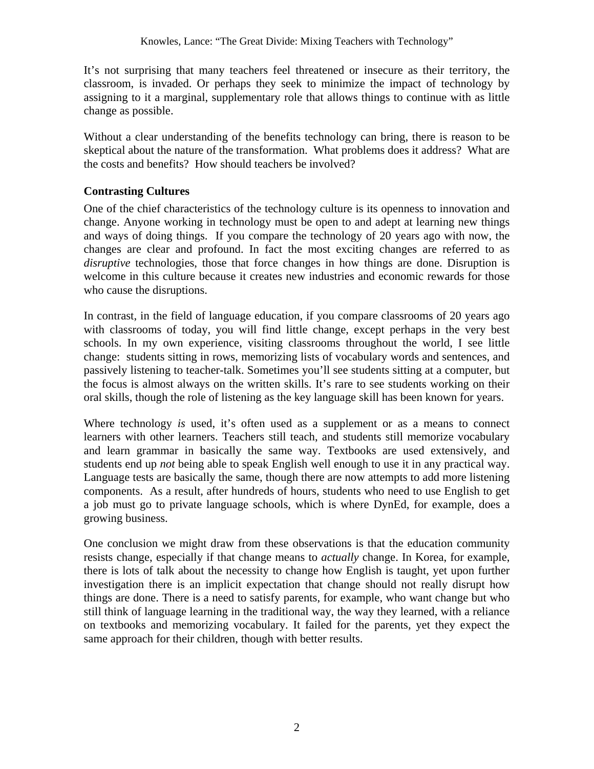It's not surprising that many teachers feel threatened or insecure as their territory, the classroom, is invaded. Or perhaps they seek to minimize the impact of technology by assigning to it a marginal, supplementary role that allows things to continue with as little change as possible.

Without a clear understanding of the benefits technology can bring, there is reason to be skeptical about the nature of the transformation. What problems does it address? What are the costs and benefits? How should teachers be involved?

**Contrasting Cultures**

One of the chief characteristics of the technology culture is its openness to innovation and change. Anyone working in technology must be open to and adept at learning new things and ways of doing things. If you compare the technology of 20 years ago with now, the changes are clear and profound. In fact the most exciting changes are referred to as *disruptive* technologies, those that force changes in how things are done. Disruption is welcome in this culture because it creates new industries and economic rewards for those who cause the disruptions.

In contrast, in the field of language education, if you compare classrooms of 20 years ago with classrooms of today, you will find little change, except perhaps in the very best schools. In my own experience, visiting classrooms throughout the world, I see little change: students sitting in rows, memorizing lists of vocabulary words and sentences, and passively listening to teacher-talk. Sometimes you'll see students sitting at a computer, but the focus is almost always on the written skills. It's rare to see students working on their oral skills, though the role of listening as the key language skill has been known for years.

Where technology *is* used, it's often used as a supplement or as a means to connect learners with other learners. Teachers still teach, and students still memorize vocabulary and learn grammar in basically the same way. Textbooks are used extensively, and students end up *not* being able to speak English well enough to use it in any practical way. Language tests are basically the same, though there are now attempts to add more listening components. As a result, after hundreds of hours, students who need to use English to get a job must go to private language schools, which is where DynEd, for example, does a growing business.

One conclusion we might draw from these observations is that the education community resists change, especially if that change means to *actually* change. In Korea, for example, there is lots of talk about the necessity to change how English is taught, yet upon further investigation there is an implicit expectation that change should not really disrupt how things are done. There is a need to satisfy parents, for example, who want change but who still think of language learning in the traditional way, the way they learned, with a reliance on textbooks and memorizing vocabulary. It failed for the parents, yet they expect the same approach for their children, though with better results.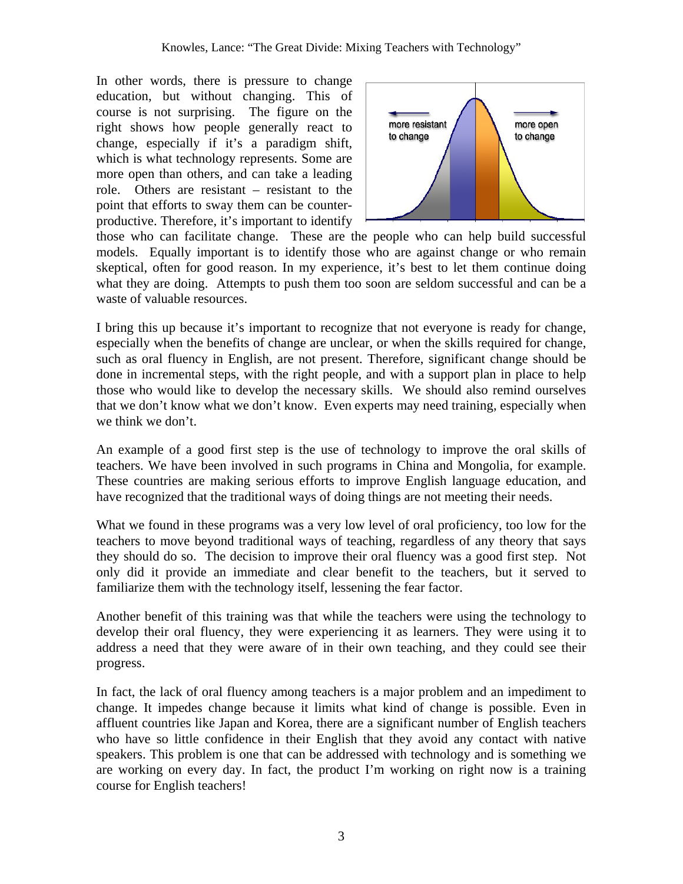In other words, there is pressure to change education, but without changing. This of course is not surprising. The figure on the right shows how people generally react to change, especially if it's a paradigm shift, which is what technology represents. Some are more open than others, and can take a leading role. Others are resistant – resistant to the point that efforts to sway them can be counter-productive. Therefore, it's important to identify those who can facilitate change. These are the people who can help build successful models. Equally important is to identify those who are against change or who remain skeptical, often for good reason. In my experience, it's best to let them continue doing what they are doing. Attempts to push them too soon are seldom successful and can be a waste of valuable resources.

I bring this up because it's important to recognize that not everyone is ready for change, especially when the benefits of change are unclear, or when the skills required for change, such as oral fluency in English, are not present. Therefore, significant change should be done in incremental steps, with the right people, and with a support plan in place to help those who would like to develop the necessary skills. We should also remind ourselves that we don't know what we don't know. Even experts may need training, especially when we think we don't.

An example of a good first step is the use of technology to improve the oral skills of teachers. We have been involved in such programs in China and Mongolia, for example. These countries are making serious efforts to improve English language education, and have recognized that the traditional ways of doing things are not meeting their needs.

What we found in these programs was a very low level of oral proficiency, too low for the teachers to move beyond traditional ways of teaching, regardless of any theory that says they should do so. The decision to improve their oral fluency was a good first step. Not only did it provide an immediate and clear benefit to the teachers, but it served to familiarize them with the technology itself, lessening the fear factor.

Another benefit of this training was that while the teachers were using the technology to develop their oral fluency, they were experiencing it as learners. They were using it to address a need that they were aware of in their own teaching, and they could see their progress.

In fact, the lack of oral fluency among teachers is a major problem and an impediment to change. It impedes change because it limits what kind of change is possible. Even in affluent countries like Japan and Korea, there are a significant number of English teachers who have so little confidence in their English that they avoid any contact with native speakers. This problem is one that can be addressed with technology and is something we are working on every day. In fact, the product I'm working on right now is a training course for English teachers!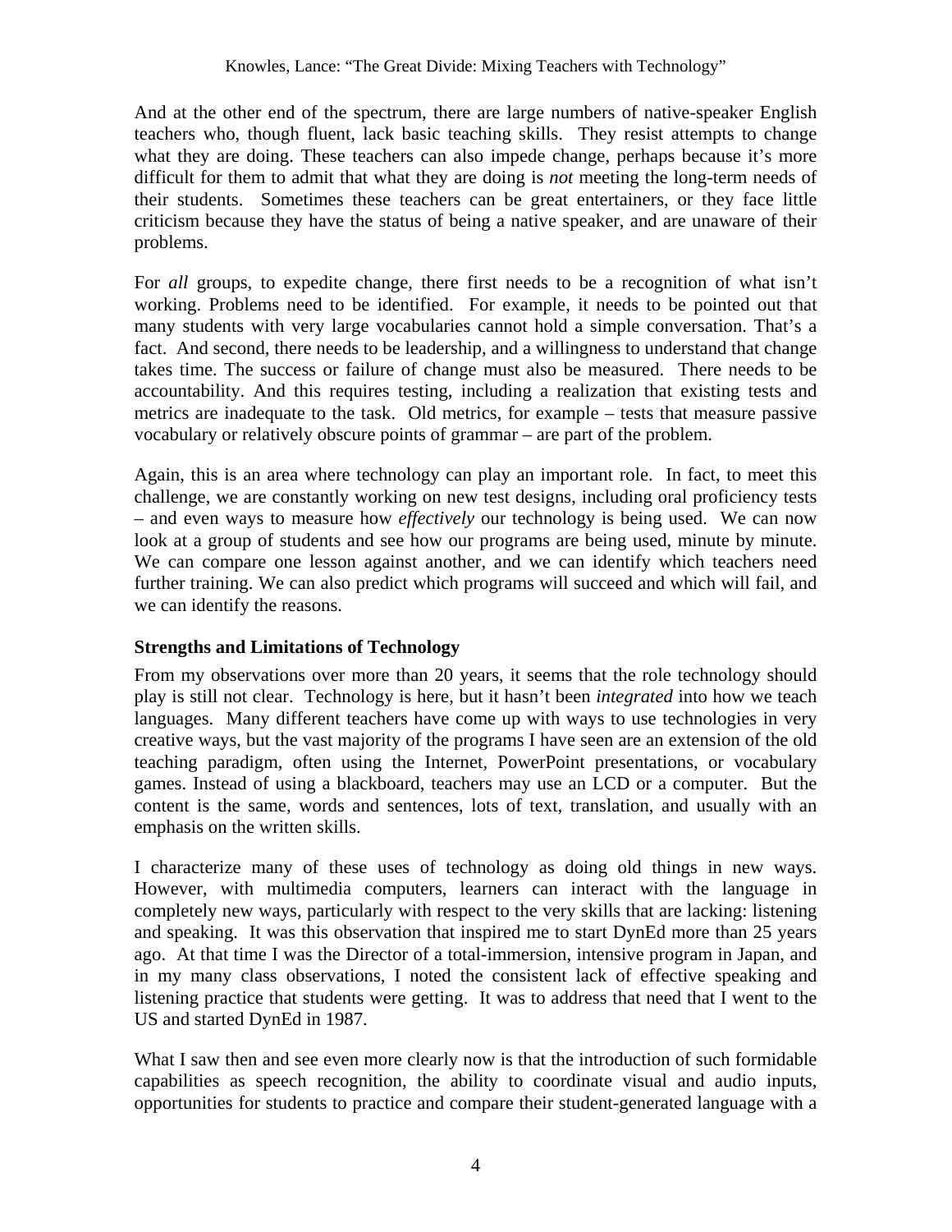And at the other end of the spectrum, there are large numbers of native-speaker English teachers who, though fluent, lack basic teaching skills. They resist attempts to change what they are doing. These teachers can also impede change, perhaps because it's more difficult for them to admit that what they are doing is *not* meeting the long-term needs of their students. Sometimes these teachers can be great entertainers, or they face little criticism because they have the status of being a native speaker, and are unaware of their problems.

For *all* groups, to expedite change, there first needs to be a recognition of what isn't working. Problems need to be identified. For example, it needs to be pointed out that many students with very large vocabularies cannot hold a simple conversation. That's a fact. And second, there needs to be leadership, and a willingness to understand that change takes time. The success or failure of change must also be measured. There needs to be accountability. And this requires testing, including a realization that existing tests and metrics are inadequate to the task. Old metrics, for example – tests that measure passive vocabulary or relatively obscure points of grammar – are part of the problem.

Again, this is an area where technology can play an important role. In fact, to meet this challenge, we are constantly working on new test designs, including oral proficiency tests – and even ways to measure how *effectively* our technology is being used. We can now look at a group of students and see how our programs are being used, minute by minute. We can compare one lesson against another, and we can identify which teachers need further training. We can also predict which programs will succeed and which will fail, and we can identify the reasons.

### Strengths and Limitations of Technology

From my observations over more than 20 years, it seems that the role technology should play is still not clear. Technology is here, but it hasn't been *integrated* into how we teach languages. Many different teachers have come up with ways to use technologies in very creative ways, but the vast majority of the programs I have seen are an extension of the old teaching paradigm, often using the Internet, PowerPoint presentations, or vocabulary games. Instead of using a blackboard, teachers may use an LCD or a computer. But the content is the same, words and sentences, lots of text, translation, and usually with an emphasis on the written skills.

I characterize many of these uses of technology as doing old things in new ways. However, with multimedia computers, learners can interact with the language in completely new ways, particularly with respect to the very skills that are lacking: listening and speaking. It was this observation that inspired me to start DynEd more than 25 years ago. At that time I was the Director of a total-immersion, intensive program in Japan, and in my many class observations, I noted the consistent lack of effective speaking and listening practice that students were getting. It was to address that need that I went to the US and started DynEd in 1987.

What I saw then and see even more clearly now is that the introduction of such formidable capabilities as speech recognition, the ability to coordinate visual and audio inputs, opportunities for students to practice and compare their student-generated language with a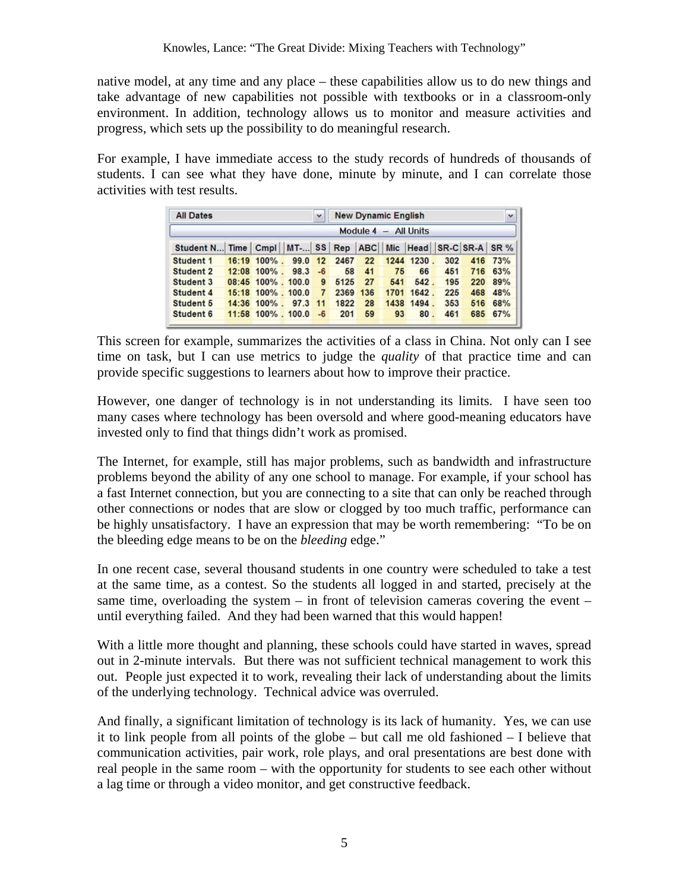native model, at any time and any place – these capabilities allow us to do new things and take advantage of new capabilities not possible with textbooks or in a classroom-only environment. In addition, technology allows us to monitor and measure activities and progress, which sets up the possibility to do meaningful research.

For example, I have immediate access to the study records of hundreds of thousands of students. I can see what they have done, minute by minute, and I can correlate those activities with test results.

| All Dates | | | | | New Dynamic English | | | | | | | |
|---|---|---|---|---|---|---|---|---|---|---|---|---|
| Module 4 – All Units | | | | | | | | | | | | |
| Student N... | Time | Cmpl | MT-... | SS | Rep | ABC | Mic | Head | SR-C | SR-A | SR % |
| Student 1 | 16:19 | 100% . | 99.0 | 12 | 2467 | 22 | 1244 | 1230 . | 302 | 416 | 73% |
| Student 2 | 12:08 | 100% . | 98.3 | -6 | 58 | 41 | 75 | 66 | 451 | 716 | 63% |
| Student 3 | 08:45 | 100% . | 100.0 | 9 | 5125 | 27 | 541 | 542 . | 195 | 220 | 89% |
| Student 4 | 15:18 | 100% . | 100.0 | 7 | 2369 | 136 | 1701 | 1642 . | 225 | 468 | 48% |
| Student 5 | 14:36 | 100% . | 97.3 | 11 | 1822 | 28 | 1438 | 1494 . | 353 | 516 | 68% |
| Student 6 | 11:58 | 100% . | 100.0 | -6 | 201 | 59 | 93 | 80 . | 461 | 685 | 67% |

This screen for example, summarizes the activities of a class in China. Not only can I see time on task, but I can use metrics to judge the *quality* of that practice time and can provide specific suggestions to learners about how to improve their practice.

However, one danger of technology is in not understanding its limits. I have seen too many cases where technology has been oversold and where good-meaning educators have invested only to find that things didn't work as promised.

The Internet, for example, still has major problems, such as bandwidth and infrastructure problems beyond the ability of any one school to manage. For example, if your school has a fast Internet connection, but you are connecting to a site that can only be reached through other connections or nodes that are slow or clogged by too much traffic, performance can be highly unsatisfactory. I have an expression that may be worth remembering: "To be on the bleeding edge means to be on the *bleeding* edge."

In one recent case, several thousand students in one country were scheduled to take a test at the same time, as a contest. So the students all logged in and started, precisely at the same time, overloading the system – in front of television cameras covering the event – until everything failed. And they had been warned that this would happen!

With a little more thought and planning, these schools could have started in waves, spread out in 2-minute intervals. But there was not sufficient technical management to work this out. People just expected it to work, revealing their lack of understanding about the limits of the underlying technology. Technical advice was overruled.

And finally, a significant limitation of technology is its lack of humanity. Yes, we can use it to link people from all points of the globe – but call me old fashioned – I believe that communication activities, pair work, role plays, and oral presentations are best done with real people in the same room – with the opportunity for students to see each other without a lag time or through a video monitor, and get constructive feedback.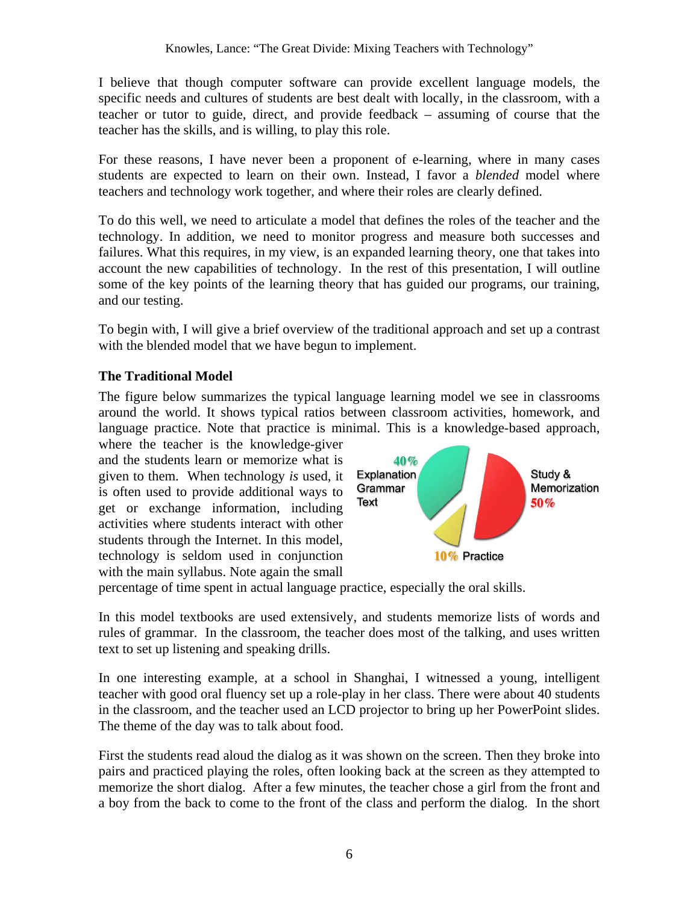I believe that though computer software can provide excellent language models, the specific needs and cultures of students are best dealt with locally, in the classroom, with a teacher or tutor to guide, direct, and provide feedback – assuming of course that the teacher has the skills, and is willing, to play this role.

For these reasons, I have never been a proponent of e-learning, where in many cases students are expected to learn on their own. Instead, I favor a *blended* model where teachers and technology work together, and where their roles are clearly defined.

To do this well, we need to articulate a model that defines the roles of the teacher and the technology. In addition, we need to monitor progress and measure both successes and failures. What this requires, in my view, is an expanded learning theory, one that takes into account the new capabilities of technology. In the rest of this presentation, I will outline some of the key points of the learning theory that has guided our programs, our training, and our testing.

To begin with, I will give a brief overview of the traditional approach and set up a contrast with the blended model that we have begun to implement.

**The Traditional Model**

The figure below summarizes the typical language learning model we see in classrooms around the world. It shows typical ratios between classroom activities, homework, and language practice. Note that practice is minimal. This is a knowledge-based approach, where the teacher is the knowledge-giver and the students learn or memorize what is given to them. When technology *is* used, it is often used to provide additional ways to get or exchange information, including activities where students interact with other students through the Internet. In this model, technology is seldom used in conjunction with the main syllabus. Note again the small percentage of time spent in actual language practice, especially the oral skills.

40% Explanation Grammar Text

Study & Memorization 50%

10% Practice

In this model textbooks are used extensively, and students memorize lists of words and rules of grammar. In the classroom, the teacher does most of the talking, and uses written text to set up listening and speaking drills.

In one interesting example, at a school in Shanghai, I witnessed a young, intelligent teacher with good oral fluency set up a role-play in her class. There were about 40 students in the classroom, and the teacher used an LCD projector to bring up her PowerPoint slides. The theme of the day was to talk about food.

First the students read aloud the dialog as it was shown on the screen. Then they broke into pairs and practiced playing the roles, often looking back at the screen as they attempted to memorize the short dialog. After a few minutes, the teacher chose a girl from the front and a boy from the back to come to the front of the class and perform the dialog. In the short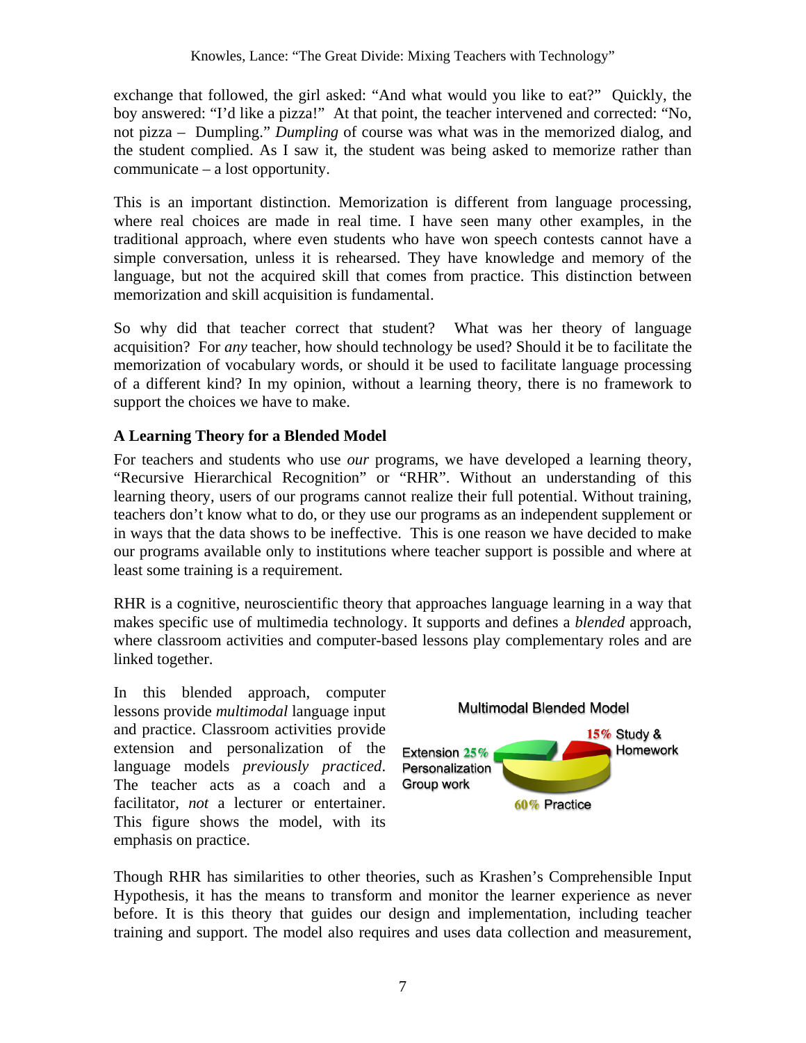exchange that followed, the girl asked: "And what would you like to eat?" Quickly, the boy answered: "I'd like a pizza!" At that point, the teacher intervened and corrected: "No, not pizza – Dumpling." *Dumpling* of course was what was in the memorized dialog, and the student complied. As I saw it, the student was being asked to memorize rather than communicate – a lost opportunity.

This is an important distinction. Memorization is different from language processing, where real choices are made in real time. I have seen many other examples, in the traditional approach, where even students who have won speech contests cannot have a simple conversation, unless it is rehearsed. They have knowledge and memory of the language, but not the acquired skill that comes from practice. This distinction between memorization and skill acquisition is fundamental.

So why did that teacher correct that student? What was her theory of language acquisition? For *any* teacher, how should technology be used? Should it be to facilitate the memorization of vocabulary words, or should it be used to facilitate language processing of a different kind? In my opinion, without a learning theory, there is no framework to support the choices we have to make.

## A Learning Theory for a Blended Model

For teachers and students who use *our* programs, we have developed a learning theory, "Recursive Hierarchical Recognition" or "RHR". Without an understanding of this learning theory, users of our programs cannot realize their full potential. Without training, teachers don't know what to do, or they use our programs as an independent supplement or in ways that the data shows to be ineffective. This is one reason we have decided to make our programs available only to institutions where teacher support is possible and where at least some training is a requirement.

RHR is a cognitive, neuroscientific theory that approaches language learning in a way that makes specific use of multimedia technology. It supports and defines a *blended* approach, where classroom activities and computer-based lessons play complementary roles and are linked together.

In this blended approach, computer lessons provide *multimodal* language input and practice. Classroom activities provide extension and personalization of the language models *previously practiced*. The teacher acts as a coach and a facilitator, *not* a lecturer or entertainer. This figure shows the model, with its emphasis on practice.

Multimodal Blended Model

- Extension 25% Personalization Group work
- 15% Study & Homework
- 60% Practice

Though RHR has similarities to other theories, such as Krashen's Comprehensible Input Hypothesis, it has the means to transform and monitor the learner experience as never before. It is this theory that guides our design and implementation, including teacher training and support. The model also requires and uses data collection and measurement,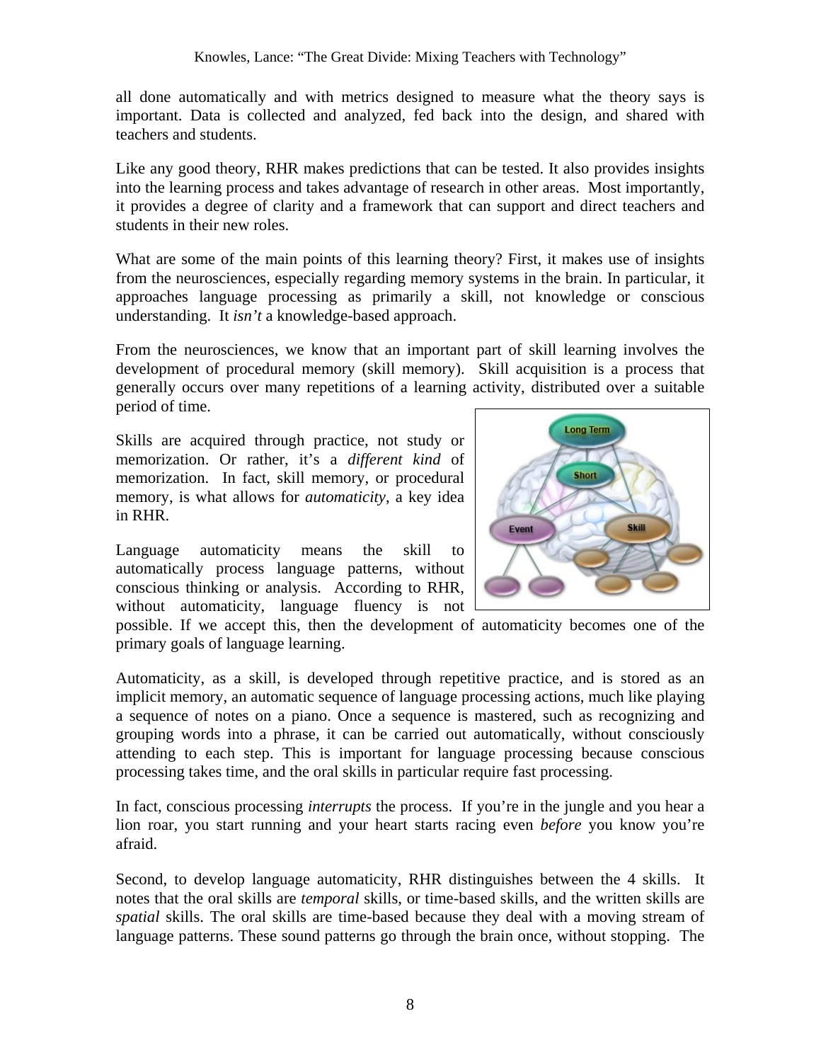all done automatically and with metrics designed to measure what the theory says is important. Data is collected and analyzed, fed back into the design, and shared with teachers and students.

Like any good theory, RHR makes predictions that can be tested. It also provides insights into the learning process and takes advantage of research in other areas. Most importantly, it provides a degree of clarity and a framework that can support and direct teachers and students in their new roles.

What are some of the main points of this learning theory? First, it makes use of insights from the neurosciences, especially regarding memory systems in the brain. In particular, it approaches language processing as primarily a skill, not knowledge or conscious understanding. It *isn't* a knowledge-based approach.

From the neurosciences, we know that an important part of skill learning involves the development of procedural memory (skill memory). Skill acquisition is a process that generally occurs over many repetitions of a learning activity, distributed over a suitable period of time.

Skills are acquired through practice, not study or memorization. Or rather, it's a *different kind* of memorization. In fact, skill memory, or procedural memory, is what allows for *automaticity*, a key idea in RHR.

Language automaticity means the skill to automatically process language patterns, without conscious thinking or analysis. According to RHR, without automaticity, language fluency is not possible. If we accept this, then the development of automaticity becomes one of the primary goals of language learning.

Automaticity, as a skill, is developed through repetitive practice, and is stored as an implicit memory, an automatic sequence of language processing actions, much like playing a sequence of notes on a piano. Once a sequence is mastered, such as recognizing and grouping words into a phrase, it can be carried out automatically, without consciously attending to each step. This is important for language processing because conscious processing takes time, and the oral skills in particular require fast processing.

In fact, conscious processing *interrupts* the process. If you're in the jungle and you hear a lion roar, you start running and your heart starts racing even *before* you know you're afraid.

Second, to develop language automaticity, RHR distinguishes between the 4 skills. It notes that the oral skills are *temporal* skills, or time-based skills, and the written skills are *spatial* skills. The oral skills are time-based because they deal with a moving stream of language patterns. These sound patterns go through the brain once, without stopping. The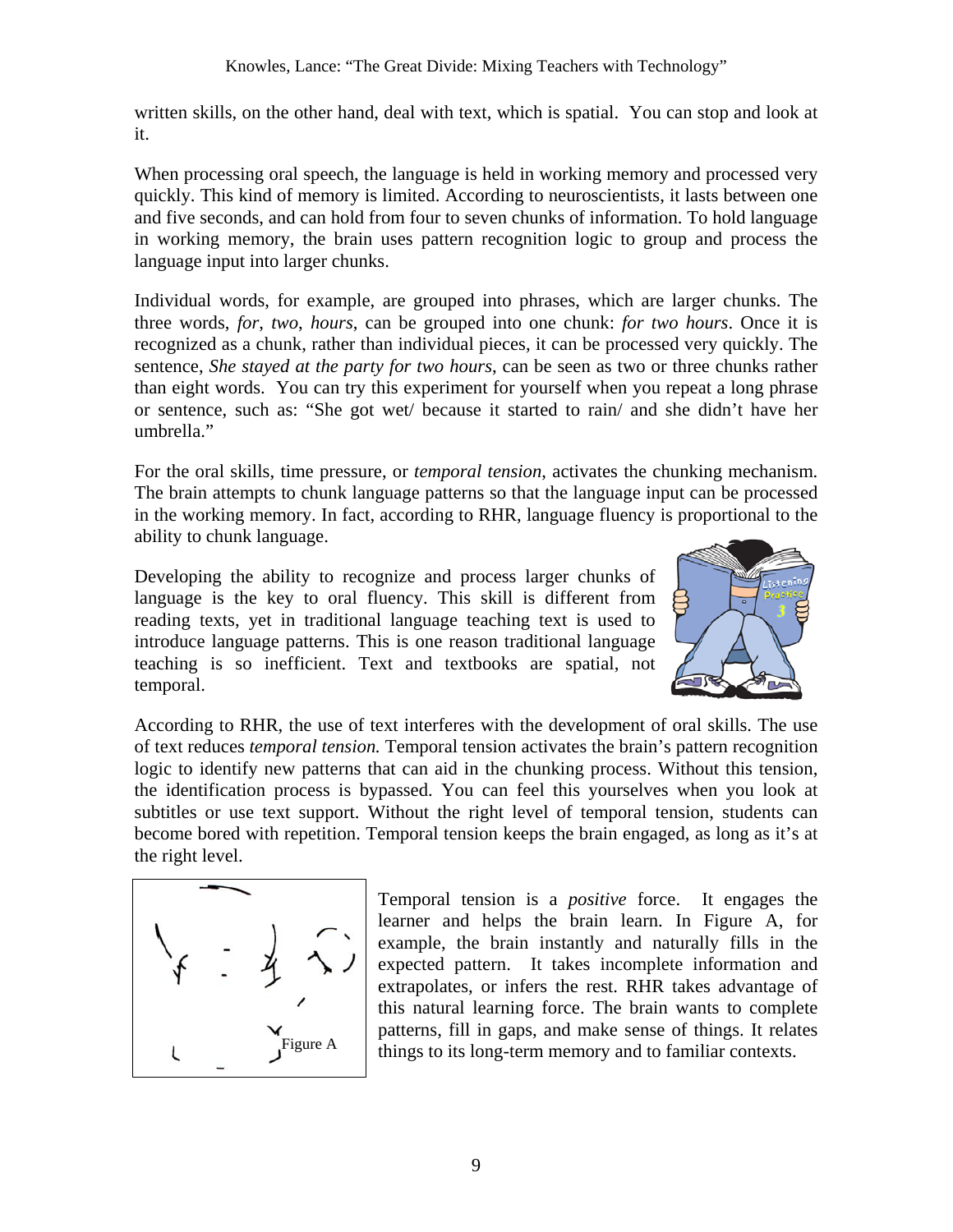written skills, on the other hand, deal with text, which is spatial. You can stop and look at it.

When processing oral speech, the language is held in working memory and processed very quickly. This kind of memory is limited. According to neuroscientists, it lasts between one and five seconds, and can hold from four to seven chunks of information. To hold language in working memory, the brain uses pattern recognition logic to group and process the language input into larger chunks.

Individual words, for example, are grouped into phrases, which are larger chunks. The three words, *for*, *two*, *hours*, can be grouped into one chunk: *for two hours*. Once it is recognized as a chunk, rather than individual pieces, it can be processed very quickly. The sentence, *She stayed at the party for two hours*, can be seen as two or three chunks rather than eight words. You can try this experiment for yourself when you repeat a long phrase or sentence, such as: "She got wet/ because it started to rain/ and she didn't have her umbrella."

For the oral skills, time pressure, or *temporal tension*, activates the chunking mechanism. The brain attempts to chunk language patterns so that the language input can be processed in the working memory. In fact, according to RHR, language fluency is proportional to the ability to chunk language.

Developing the ability to recognize and process larger chunks of language is the key to oral fluency. This skill is different from reading texts, yet in traditional language teaching text is used to introduce language patterns. This is one reason traditional language teaching is so inefficient. Text and textbooks are spatial, not temporal.

According to RHR, the use of text interferes with the development of oral skills. The use of text reduces *temporal tension.* Temporal tension activates the brain's pattern recognition logic to identify new patterns that can aid in the chunking process. Without this tension, the identification process is bypassed. You can feel this yourselves when you look at subtitles or use text support. Without the right level of temporal tension, students can become bored with repetition. Temporal tension keeps the brain engaged, as long as it's at the right level.

Figure A

Temporal tension is a *positive* force. It engages the learner and helps the brain learn. In Figure A, for example, the brain instantly and naturally fills in the expected pattern. It takes incomplete information and extrapolates, or infers the rest. RHR takes advantage of this natural learning force. The brain wants to complete patterns, fill in gaps, and make sense of things. It relates things to its long-term memory and to familiar contexts.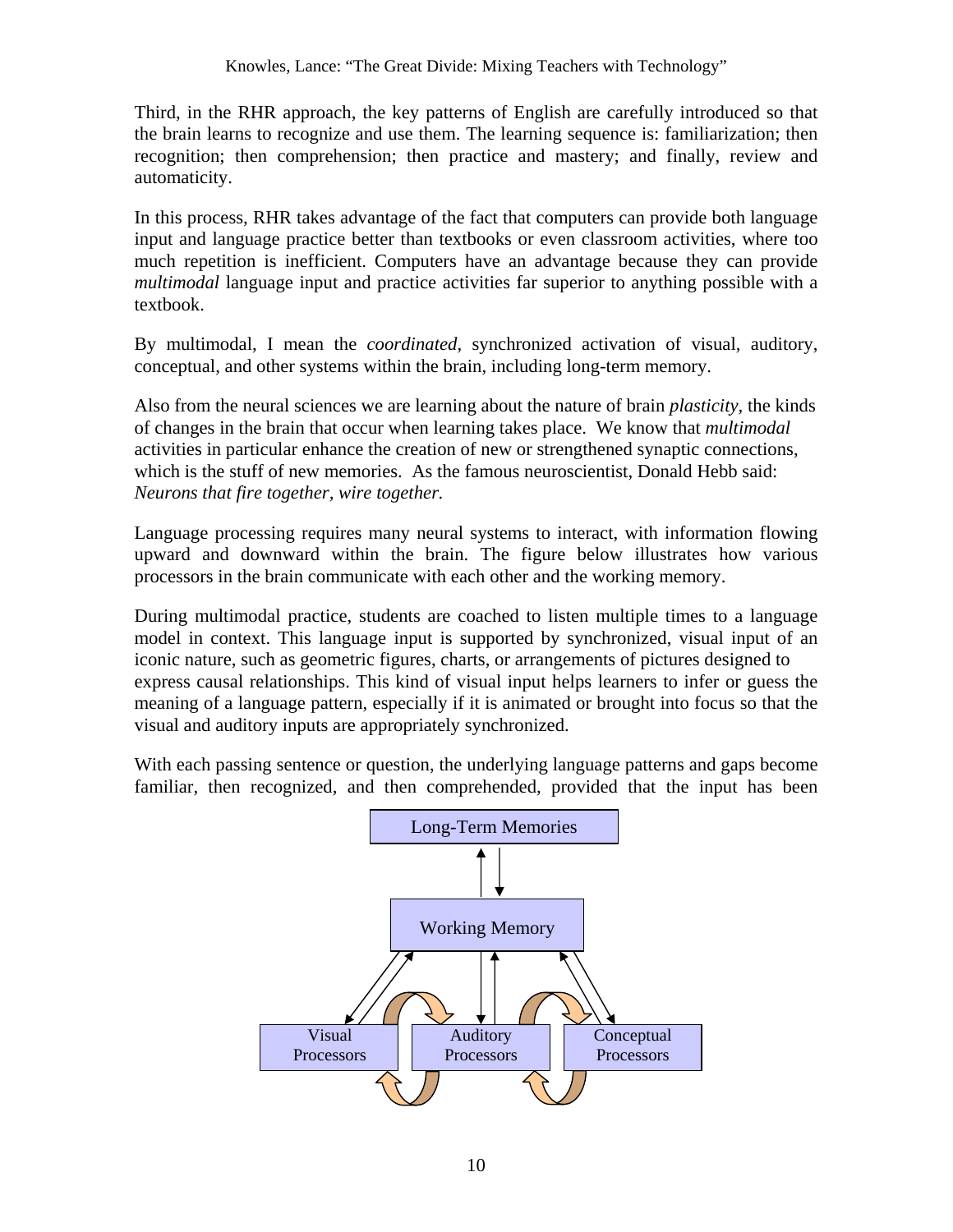Third, in the RHR approach, the key patterns of English are carefully introduced so that the brain learns to recognize and use them. The learning sequence is: familiarization; then recognition; then comprehension; then practice and mastery; and finally, review and automaticity.

In this process, RHR takes advantage of the fact that computers can provide both language input and language practice better than textbooks or even classroom activities, where too much repetition is inefficient. Computers have an advantage because they can provide *multimodal* language input and practice activities far superior to anything possible with a textbook.

By multimodal, I mean the *coordinated*, synchronized activation of visual, auditory, conceptual, and other systems within the brain, including long-term memory.

Also from the neural sciences we are learning about the nature of brain *plasticity*, the kinds of changes in the brain that occur when learning takes place. We know that *multimodal* activities in particular enhance the creation of new or strengthened synaptic connections, which is the stuff of new memories. As the famous neuroscientist, Donald Hebb said: *Neurons that fire together, wire together.*

Language processing requires many neural systems to interact, with information flowing upward and downward within the brain. The figure below illustrates how various processors in the brain communicate with each other and the working memory.

During multimodal practice, students are coached to listen multiple times to a language model in context. This language input is supported by synchronized, visual input of an iconic nature, such as geometric figures, charts, or arrangements of pictures designed to express causal relationships. This kind of visual input helps learners to infer or guess the meaning of a language pattern, especially if it is animated or brought into focus so that the visual and auditory inputs are appropriately synchronized.

With each passing sentence or question, the underlying language patterns and gaps become familiar, then recognized, and then comprehended, provided that the input has been

Long-Term Memories

Working Memory

Visual Processors | Auditory Processors | Conceptual Processors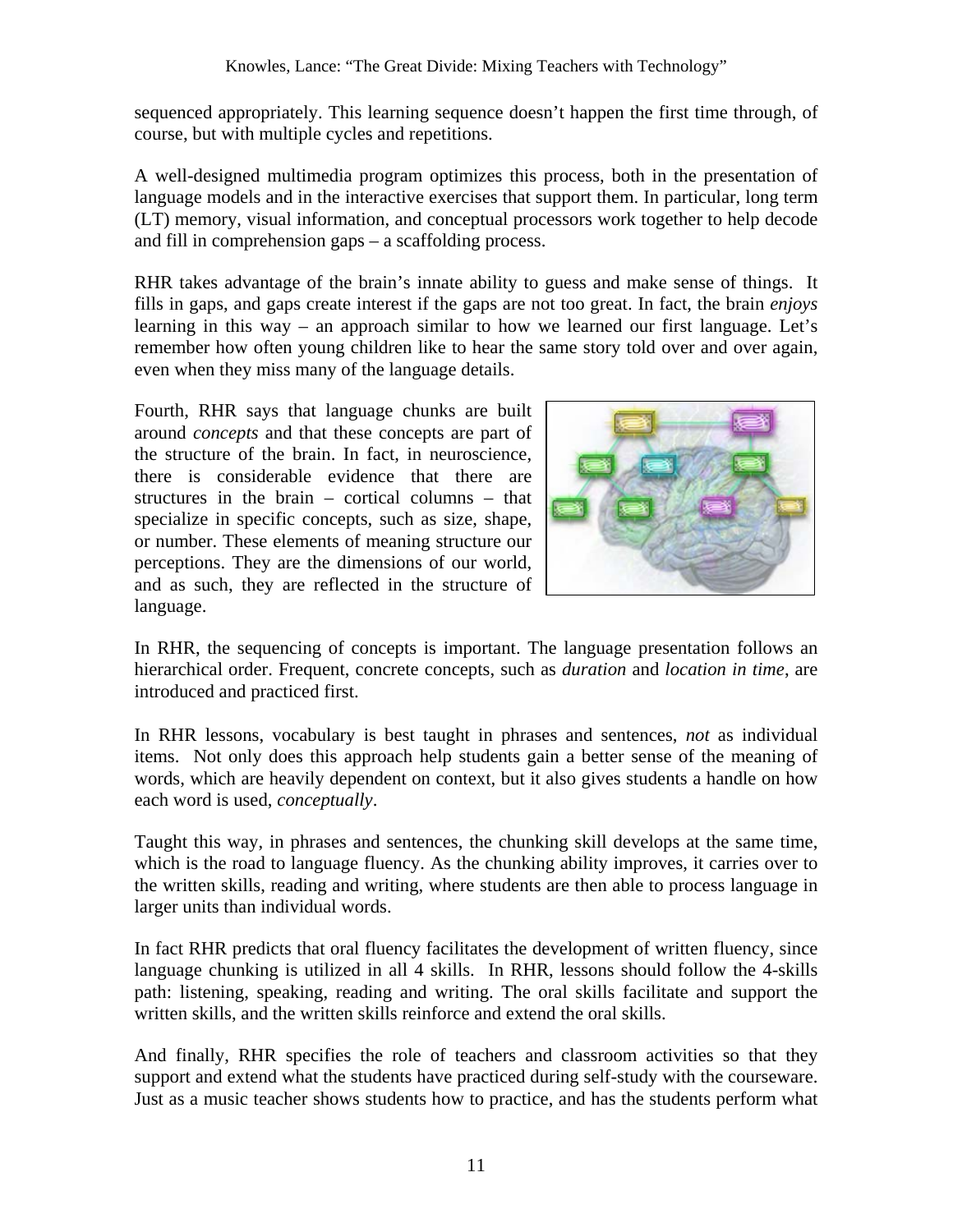sequenced appropriately. This learning sequence doesn't happen the first time through, of course, but with multiple cycles and repetitions.

A well-designed multimedia program optimizes this process, both in the presentation of language models and in the interactive exercises that support them. In particular, long term (LT) memory, visual information, and conceptual processors work together to help decode and fill in comprehension gaps – a scaffolding process.

RHR takes advantage of the brain's innate ability to guess and make sense of things. It fills in gaps, and gaps create interest if the gaps are not too great. In fact, the brain *enjoys* learning in this way – an approach similar to how we learned our first language. Let's remember how often young children like to hear the same story told over and over again, even when they miss many of the language details.

Fourth, RHR says that language chunks are built around *concepts* and that these concepts are part of the structure of the brain. In fact, in neuroscience, there is considerable evidence that there are structures in the brain – cortical columns – that specialize in specific concepts, such as size, shape, or number. These elements of meaning structure our perceptions. They are the dimensions of our world, and as such, they are reflected in the structure of language.

In RHR, the sequencing of concepts is important. The language presentation follows an hierarchical order. Frequent, concrete concepts, such as *duration* and *location in time*, are introduced and practiced first.

In RHR lessons, vocabulary is best taught in phrases and sentences, *not* as individual items. Not only does this approach help students gain a better sense of the meaning of words, which are heavily dependent on context, but it also gives students a handle on how each word is used, *conceptually*.

Taught this way, in phrases and sentences, the chunking skill develops at the same time, which is the road to language fluency. As the chunking ability improves, it carries over to the written skills, reading and writing, where students are then able to process language in larger units than individual words.

In fact RHR predicts that oral fluency facilitates the development of written fluency, since language chunking is utilized in all 4 skills. In RHR, lessons should follow the 4-skills path: listening, speaking, reading and writing. The oral skills facilitate and support the written skills, and the written skills reinforce and extend the oral skills.

And finally, RHR specifies the role of teachers and classroom activities so that they support and extend what the students have practiced during self-study with the courseware. Just as a music teacher shows students how to practice, and has the students perform what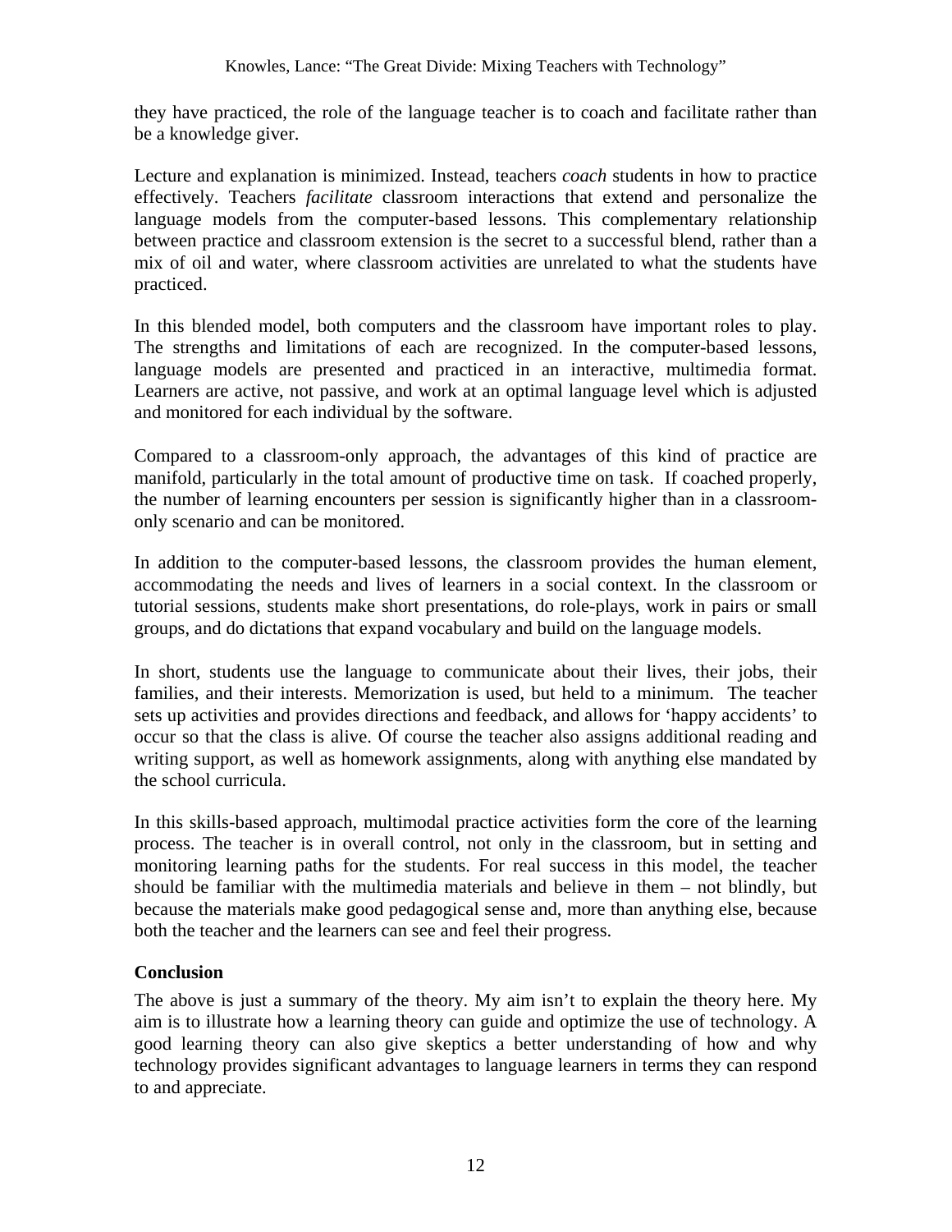they have practiced, the role of the language teacher is to coach and facilitate rather than be a knowledge giver.

Lecture and explanation is minimized. Instead, teachers *coach* students in how to practice effectively. Teachers *facilitate* classroom interactions that extend and personalize the language models from the computer-based lessons. This complementary relationship between practice and classroom extension is the secret to a successful blend, rather than a mix of oil and water, where classroom activities are unrelated to what the students have practiced.

In this blended model, both computers and the classroom have important roles to play. The strengths and limitations of each are recognized. In the computer-based lessons, language models are presented and practiced in an interactive, multimedia format. Learners are active, not passive, and work at an optimal language level which is adjusted and monitored for each individual by the software.

Compared to a classroom-only approach, the advantages of this kind of practice are manifold, particularly in the total amount of productive time on task. If coached properly, the number of learning encounters per session is significantly higher than in a classroom-only scenario and can be monitored.

In addition to the computer-based lessons, the classroom provides the human element, accommodating the needs and lives of learners in a social context. In the classroom or tutorial sessions, students make short presentations, do role-plays, work in pairs or small groups, and do dictations that expand vocabulary and build on the language models.

In short, students use the language to communicate about their lives, their jobs, their families, and their interests. Memorization is used, but held to a minimum. The teacher sets up activities and provides directions and feedback, and allows for 'happy accidents' to occur so that the class is alive. Of course the teacher also assigns additional reading and writing support, as well as homework assignments, along with anything else mandated by the school curricula.

In this skills-based approach, multimodal practice activities form the core of the learning process. The teacher is in overall control, not only in the classroom, but in setting and monitoring learning paths for the students. For real success in this model, the teacher should be familiar with the multimedia materials and believe in them – not blindly, but because the materials make good pedagogical sense and, more than anything else, because both the teacher and the learners can see and feel their progress.

**Conclusion**

The above is just a summary of the theory. My aim isn't to explain the theory here. My aim is to illustrate how a learning theory can guide and optimize the use of technology. A good learning theory can also give skeptics a better understanding of how and why technology provides significant advantages to language learners in terms they can respond to and appreciate.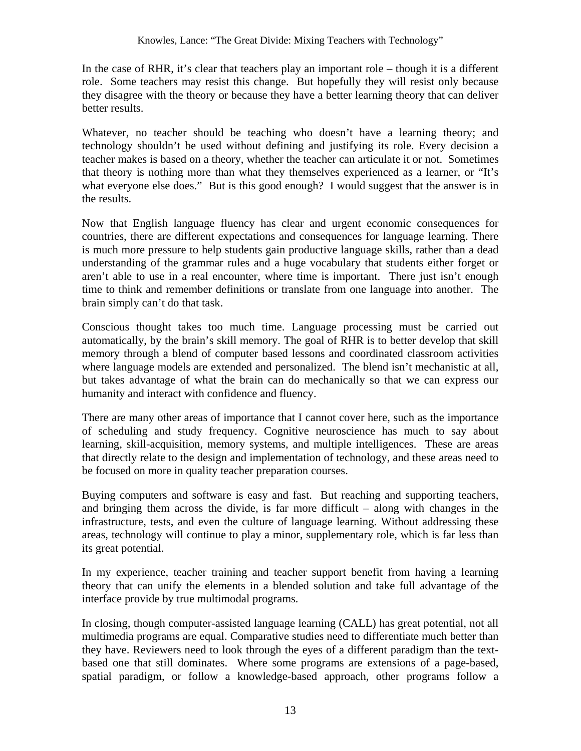In the case of RHR, it's clear that teachers play an important role – though it is a different role. Some teachers may resist this change. But hopefully they will resist only because they disagree with the theory or because they have a better learning theory that can deliver better results.

Whatever, no teacher should be teaching who doesn't have a learning theory; and technology shouldn't be used without defining and justifying its role. Every decision a teacher makes is based on a theory, whether the teacher can articulate it or not. Sometimes that theory is nothing more than what they themselves experienced as a learner, or "It's what everyone else does." But is this good enough? I would suggest that the answer is in the results.

Now that English language fluency has clear and urgent economic consequences for countries, there are different expectations and consequences for language learning. There is much more pressure to help students gain productive language skills, rather than a dead understanding of the grammar rules and a huge vocabulary that students either forget or aren't able to use in a real encounter, where time is important. There just isn't enough time to think and remember definitions or translate from one language into another. The brain simply can't do that task.

Conscious thought takes too much time. Language processing must be carried out automatically, by the brain's skill memory. The goal of RHR is to better develop that skill memory through a blend of computer based lessons and coordinated classroom activities where language models are extended and personalized. The blend isn't mechanistic at all, but takes advantage of what the brain can do mechanically so that we can express our humanity and interact with confidence and fluency.

There are many other areas of importance that I cannot cover here, such as the importance of scheduling and study frequency. Cognitive neuroscience has much to say about learning, skill-acquisition, memory systems, and multiple intelligences. These are areas that directly relate to the design and implementation of technology, and these areas need to be focused on more in quality teacher preparation courses.

Buying computers and software is easy and fast. But reaching and supporting teachers, and bringing them across the divide, is far more difficult – along with changes in the infrastructure, tests, and even the culture of language learning. Without addressing these areas, technology will continue to play a minor, supplementary role, which is far less than its great potential.

In my experience, teacher training and teacher support benefit from having a learning theory that can unify the elements in a blended solution and take full advantage of the interface provide by true multimodal programs.

In closing, though computer-assisted language learning (CALL) has great potential, not all multimedia programs are equal. Comparative studies need to differentiate much better than they have. Reviewers need to look through the eyes of a different paradigm than the text-based one that still dominates. Where some programs are extensions of a page-based, spatial paradigm, or follow a knowledge-based approach, other programs follow a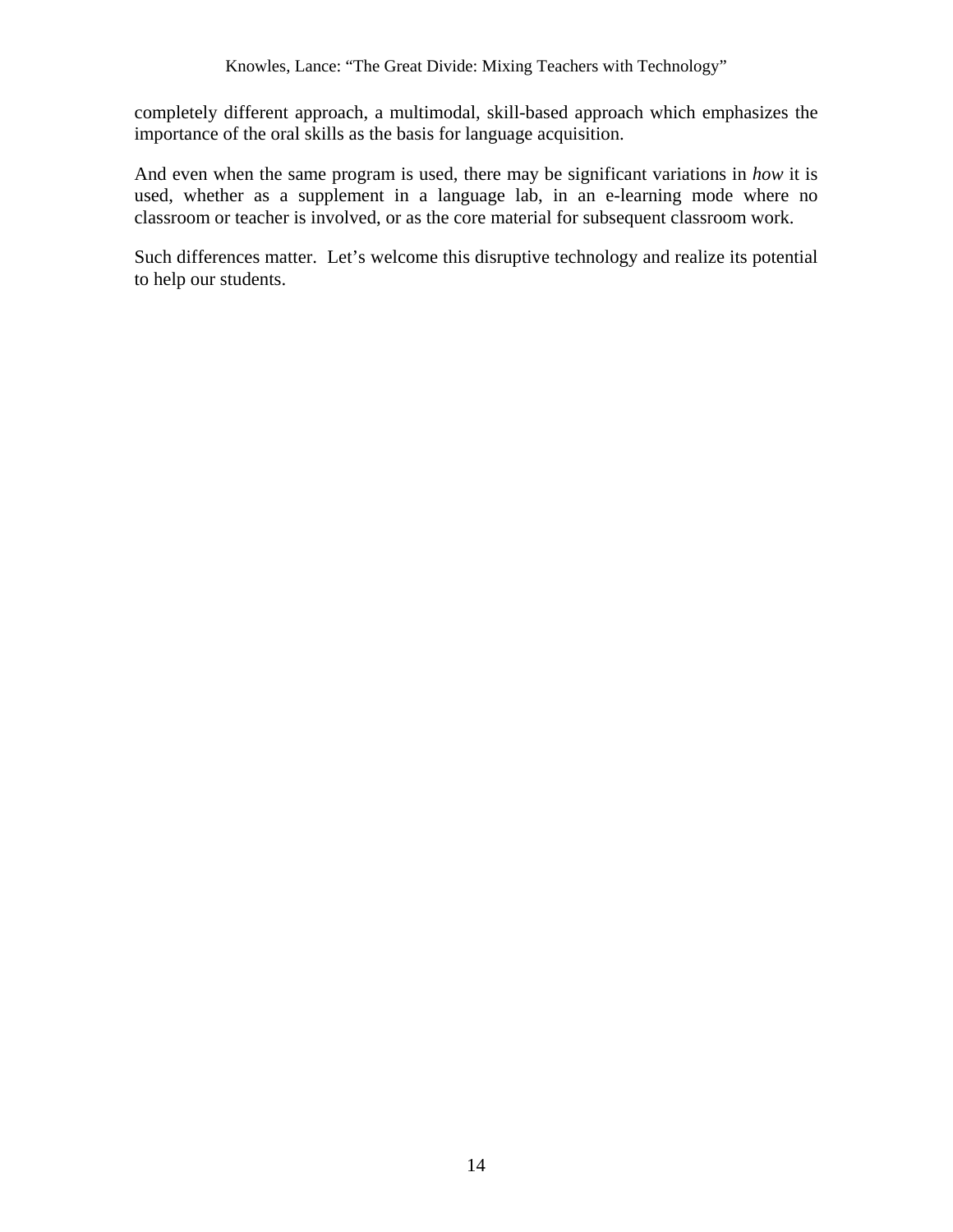completely different approach, a multimodal, skill-based approach which emphasizes the importance of the oral skills as the basis for language acquisition.

And even when the same program is used, there may be significant variations in *how* it is used, whether as a supplement in a language lab, in an e-learning mode where no classroom or teacher is involved, or as the core material for subsequent classroom work.

Such differences matter. Let's welcome this disruptive technology and realize its potential to help our students.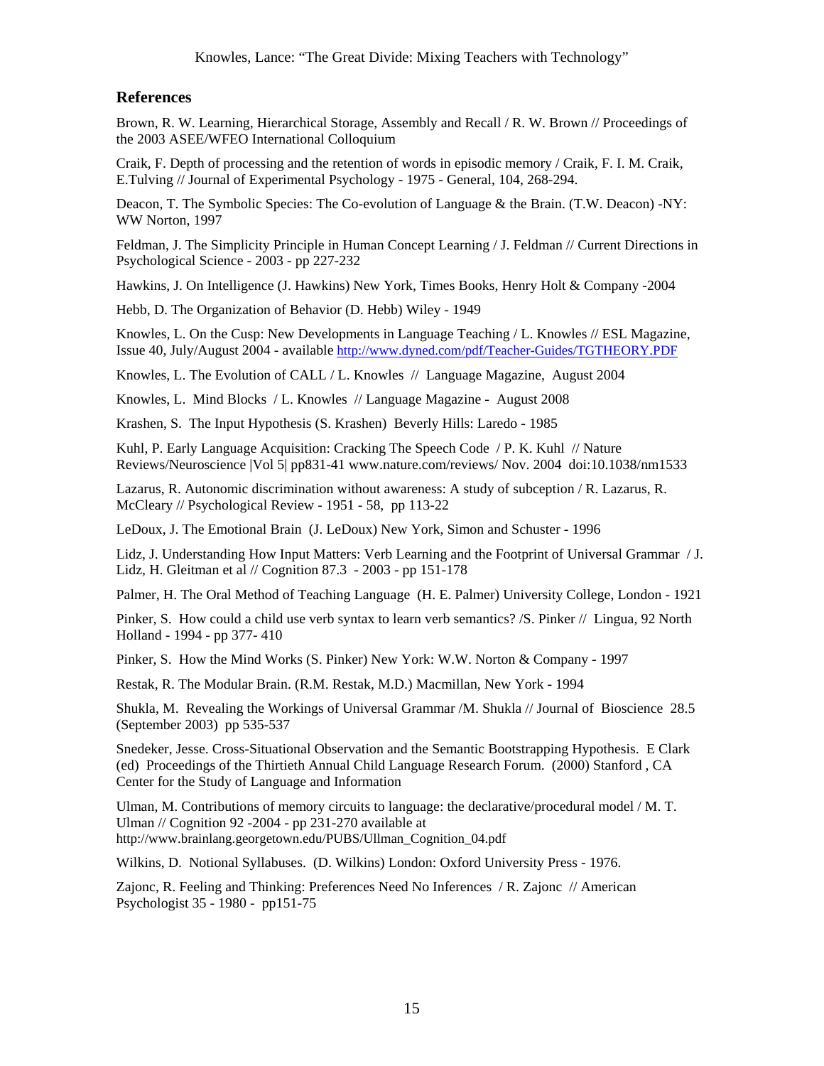## References

Brown, R. W. Learning, Hierarchical Storage, Assembly and Recall / R. W. Brown // Proceedings of the 2003 ASEE/WFEO International Colloquium

Craik, F. Depth of processing and the retention of words in episodic memory / Craik, F. I. M. Craik, E.Tulving // Journal of Experimental Psychology - 1975 - General, 104, 268-294.

Deacon, T. The Symbolic Species: The Co-evolution of Language & the Brain. (T.W. Deacon) -NY: WW Norton, 1997

Feldman, J. The Simplicity Principle in Human Concept Learning / J. Feldman // Current Directions in Psychological Science - 2003 - pp 227-232

Hawkins, J. On Intelligence (J. Hawkins) New York, Times Books, Henry Holt & Company -2004

Hebb, D. The Organization of Behavior (D. Hebb) Wiley - 1949

Knowles, L. On the Cusp: New Developments in Language Teaching / L. Knowles // ESL Magazine, Issue 40, July/August 2004 - available http://www.dyned.com/pdf/Teacher-Guides/TGTHEORY.PDF

Knowles, L. The Evolution of CALL / L. Knowles // Language Magazine, August 2004

Knowles, L. Mind Blocks / L. Knowles // Language Magazine - August 2008

Krashen, S. The Input Hypothesis (S. Krashen) Beverly Hills: Laredo - 1985

Kuhl, P. Early Language Acquisition: Cracking The Speech Code / P. K. Kuhl // Nature Reviews/Neuroscience |Vol 5| pp831-41 www.nature.com/reviews/ Nov. 2004 doi:10.1038/nm1533

Lazarus, R. Autonomic discrimination without awareness: A study of subception / R. Lazarus, R. McCleary // Psychological Review - 1951 - 58, pp 113-22

LeDoux, J. The Emotional Brain (J. LeDoux) New York, Simon and Schuster - 1996

Lidz, J. Understanding How Input Matters: Verb Learning and the Footprint of Universal Grammar / J. Lidz, H. Gleitman et al // Cognition 87.3 - 2003 - pp 151-178

Palmer, H. The Oral Method of Teaching Language (H. E. Palmer) University College, London - 1921

Pinker, S. How could a child use verb syntax to learn verb semantics? /S. Pinker // Lingua, 92 North Holland - 1994 - pp 377- 410

Pinker, S. How the Mind Works (S. Pinker) New York: W.W. Norton & Company - 1997

Restak, R. The Modular Brain. (R.M. Restak, M.D.) Macmillan, New York - 1994

Shukla, M. Revealing the Workings of Universal Grammar /M. Shukla // Journal of Bioscience 28.5 (September 2003) pp 535-537

Snedeker, Jesse. Cross-Situational Observation and the Semantic Bootstrapping Hypothesis. E Clark (ed) Proceedings of the Thirtieth Annual Child Language Research Forum. (2000) Stanford , CA Center for the Study of Language and Information

Ulman, M. Contributions of memory circuits to language: the declarative/procedural model / M. T. Ulman // Cognition 92 -2004 - pp 231-270 available at http://www.brainlang.georgetown.edu/PUBS/Ullman_Cognition_04.pdf

Wilkins, D. Notional Syllabuses. (D. Wilkins) London: Oxford University Press - 1976.

Zajonc, R. Feeling and Thinking: Preferences Need No Inferences / R. Zajonc // American Psychologist 35 - 1980 - pp151-75